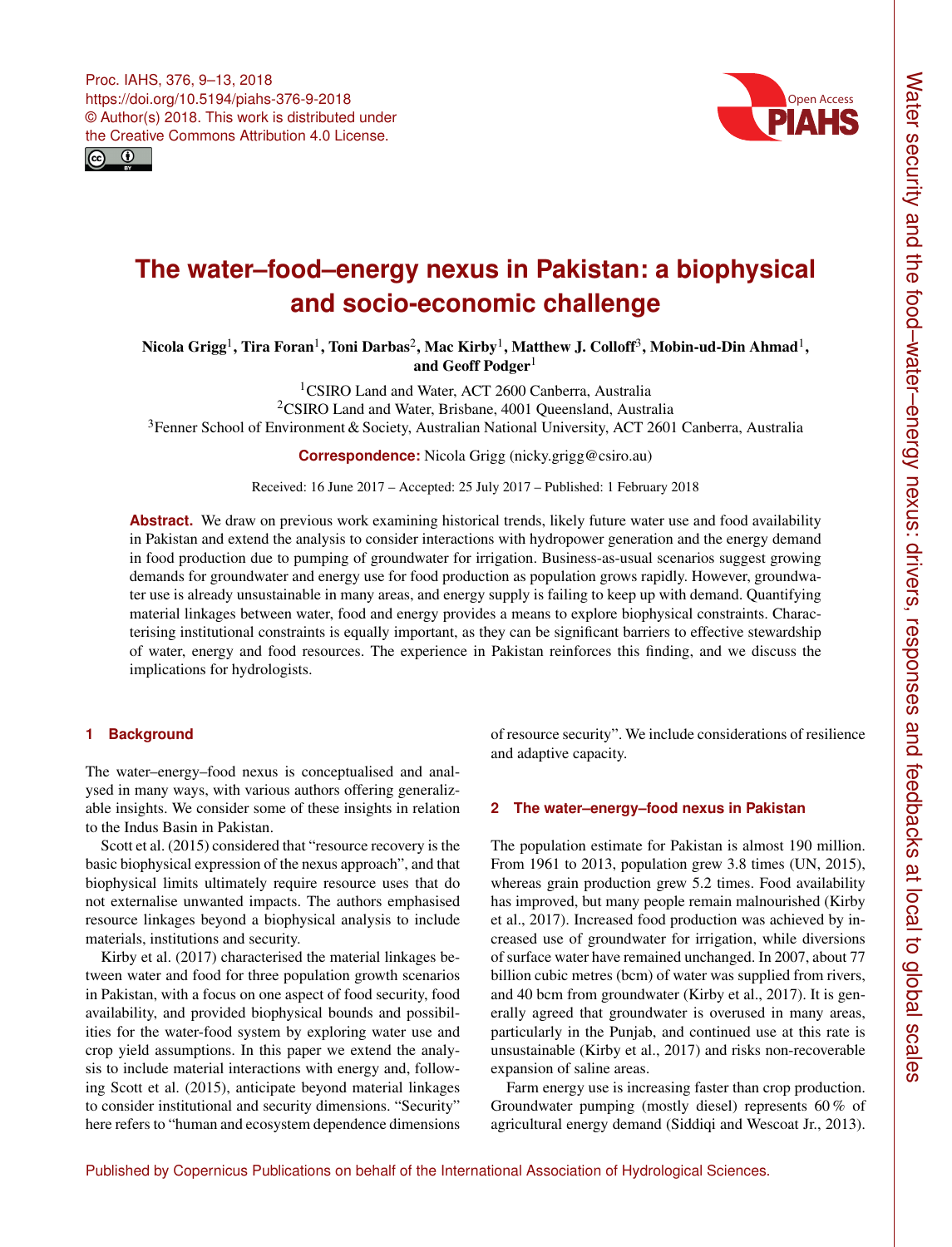# The water–food–energy nexus in Pakistan: a biophysical and socio-economic challenge

**Nicola Grigg[1], Tira Foran[1], Toni Darbas[2], Mac Kirby[1], Matthew J. Colloff[3], Mobin-ud-Din Ahmad[1], and Geoff Podger[1]**

[1]CSIRO Land and Water, ACT 2600 Canberra, Australia
[2]CSIRO Land and Water, Brisbane, 4001 Queensland, Australia
[3]Fenner School of Environment & Society, Australian National University, ACT 2601 Canberra, Australia

**Correspondence:** Nicola Grigg (nicky.grigg@csiro.au)

Received: 16 June 2017 – Accepted: 25 July 2017 – Published: 1 February 2018

**Abstract.** We draw on previous work examining historical trends, likely future water use and food availability in Pakistan and extend the analysis to consider interactions with hydropower generation and the energy demand in food production due to pumping of groundwater for irrigation. Business-as-usual scenarios suggest growing demands for groundwater and energy use for food production as population grows rapidly. However, groundwater use is already unsustainable in many areas, and energy supply is failing to keep up with demand. Quantifying material linkages between water, food and energy provides a means to explore biophysical constraints. Characterising institutional constraints is equally important, as they can be significant barriers to effective stewardship of water, energy and food resources. The experience in Pakistan reinforces this finding, and we discuss the implications for hydrologists.

## 1 Background

The water–energy–food nexus is conceptualised and analysed in many ways, with various authors offering generalizable insights. We consider some of these insights in relation to the Indus Basin in Pakistan.

Scott et al. (2015) considered that "resource recovery is the basic biophysical expression of the nexus approach", and that biophysical limits ultimately require resource uses that do not externalise unwanted impacts. The authors emphasised resource linkages beyond a biophysical analysis to include materials, institutions and security.

Kirby et al. (2017) characterised the material linkages between water and food for three population growth scenarios in Pakistan, with a focus on one aspect of food security, food availability, and provided biophysical bounds and possibilities for the water-food system by exploring water use and crop yield assumptions. In this paper we extend the analysis to include material interactions with energy and, following Scott et al. (2015), anticipate beyond material linkages to consider institutional and security dimensions. "Security" here refers to "human and ecosystem dependence dimensions of resource security". We include considerations of resilience and adaptive capacity.

## 2 The water–energy–food nexus in Pakistan

The population estimate for Pakistan is almost 190 million. From 1961 to 2013, population grew 3.8 times (UN, 2015), whereas grain production grew 5.2 times. Food availability has improved, but many people remain malnourished (Kirby et al., 2017). Increased food production was achieved by increased use of groundwater for irrigation, while diversions of surface water have remained unchanged. In 2007, about 77 billion cubic metres (bcm) of water was supplied from rivers, and 40 bcm from groundwater (Kirby et al., 2017). It is generally agreed that groundwater is overused in many areas, particularly in the Punjab, and continued use at this rate is unsustainable (Kirby et al., 2017) and risks non-recoverable expansion of saline areas.

Farm energy use is increasing faster than crop production. Groundwater pumping (mostly diesel) represents 60 % of agricultural energy demand (Siddiqi and Wescoat Jr., 2013).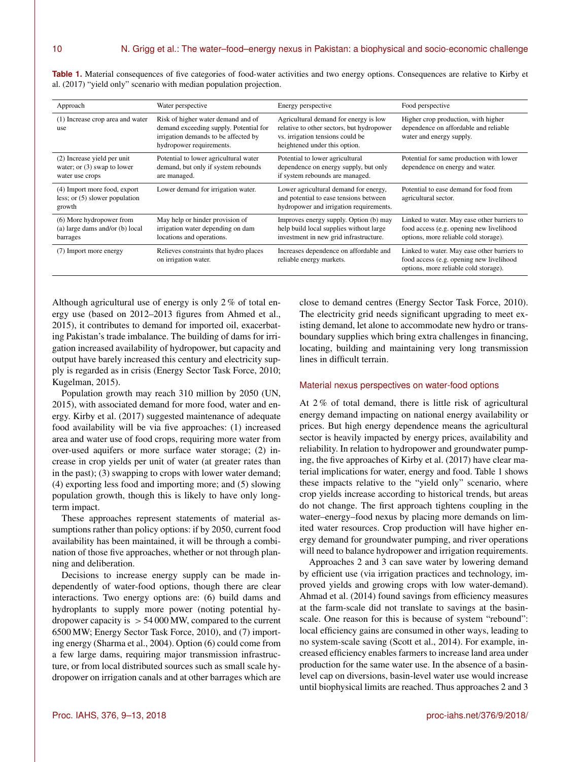**Table 1.** Material consequences of five categories of food-water activities and two energy options. Consequences are relative to Kirby et al. (2017) "yield only" scenario with median population projection.

| Approach | Water perspective | Energy perspective | Food perspective |
|---|---|---|---|
| (1) Increase crop area and water use | Risk of higher water demand and of demand exceeding supply. Potential for irrigation demands to be affected by hydropower requirements. | Agricultural demand for energy is low relative to other sectors, but hydropower vs. irrigation tensions could be heightened under this option. | Higher crop production, with higher dependence on affordable and reliable water and energy supply. |
| (2) Increase yield per unit water; or (3) swap to lower water use crops | Potential to lower agricultural water demand, but only if system rebounds are managed. | Potential to lower agricultural dependence on energy supply, but only if system rebounds are managed. | Potential for same production with lower dependence on energy and water. |
| (4) Import more food, export less; or (5) slower population growth | Lower demand for irrigation water. | Lower agricultural demand for energy, and potential to ease tensions between hydropower and irrigation requirements. | Potential to ease demand for food from agricultural sector. |
| (6) More hydropower from (a) large dams and/or (b) local barrages | May help or hinder provision of irrigation water depending on dam locations and operations. | Improves energy supply. Option (b) may help build local supplies without large investment in new grid infrastructure. | Linked to water. May ease other barriers to food access (e.g. opening new livelihood options, more reliable cold storage). |
| (7) Import more energy | Relieves constraints that hydro places on irrigation water. | Increases dependence on affordable and reliable energy markets. | Linked to water. May ease other barriers to food access (e.g. opening new livelihood options, more reliable cold storage). |

Although agricultural use of energy is only 2 % of total energy use (based on 2012–2013 figures from Ahmed et al., 2015), it contributes to demand for imported oil, exacerbating Pakistan's trade imbalance. The building of dams for irrigation increased availability of hydropower, but capacity and output have barely increased this century and electricity supply is regarded as in crisis (Energy Sector Task Force, 2010; Kugelman, 2015).

Population growth may reach 310 million by 2050 (UN, 2015), with associated demand for more food, water and energy. Kirby et al. (2017) suggested maintenance of adequate food availability will be via five approaches: (1) increased area and water use of food crops, requiring more water from over-used aquifers or more surface water storage; (2) increase in crop yields per unit of water (at greater rates than in the past); (3) swapping to crops with lower water demand; (4) exporting less food and importing more; and (5) slowing population growth, though this is likely to have only long-term impact.

These approaches represent statements of material assumptions rather than policy options: if by 2050, current food availability has been maintained, it will be through a combination of those five approaches, whether or not through planning and deliberation.

Decisions to increase energy supply can be made independently of water-food options, though there are clear interactions. Two energy options are: (6) build dams and hydroplants to supply more power (noting potential hydropower capacity is $> 54\,000$ MW, compared to the current 6500 MW; Energy Sector Task Force, 2010), and (7) importing energy (Sharma et al., 2004). Option (6) could come from a few large dams, requiring major transmission infrastructure, or from local distributed sources such as small scale hydropower on irrigation canals and at other barrages which are close to demand centres (Energy Sector Task Force, 2010). The electricity grid needs significant upgrading to meet existing demand, let alone to accommodate new hydro or transboundary supplies which bring extra challenges in financing, locating, building and maintaining very long transmission lines in difficult terrain.

## Material nexus perspectives on water-food options

At 2 % of total demand, there is little risk of agricultural energy demand impacting on national energy availability or prices. But high energy dependence means the agricultural sector is heavily impacted by energy prices, availability and reliability. In relation to hydropower and groundwater pumping, the five approaches of Kirby et al. (2017) have clear material implications for water, energy and food. Table 1 shows these impacts relative to the "yield only" scenario, where crop yields increase according to historical trends, but areas do not change. The first approach tightens coupling in the water–energy–food nexus by placing more demands on limited water resources. Crop production will have higher energy demand for groundwater pumping, and river operations will need to balance hydropower and irrigation requirements.

Approaches 2 and 3 can save water by lowering demand by efficient use (via irrigation practices and technology, improved yields and growing crops with low water-demand). Ahmad et al. (2014) found savings from efficiency measures at the farm-scale did not translate to savings at the basin-scale. One reason for this is because of system "rebound": local efficiency gains are consumed in other ways, leading to no system-scale saving (Scott et al., 2014). For example, increased efficiency enables farmers to increase land area under production for the same water use. In the absence of a basin-level cap on diversions, basin-level water use would increase until biophysical limits are reached. Thus approaches 2 and 3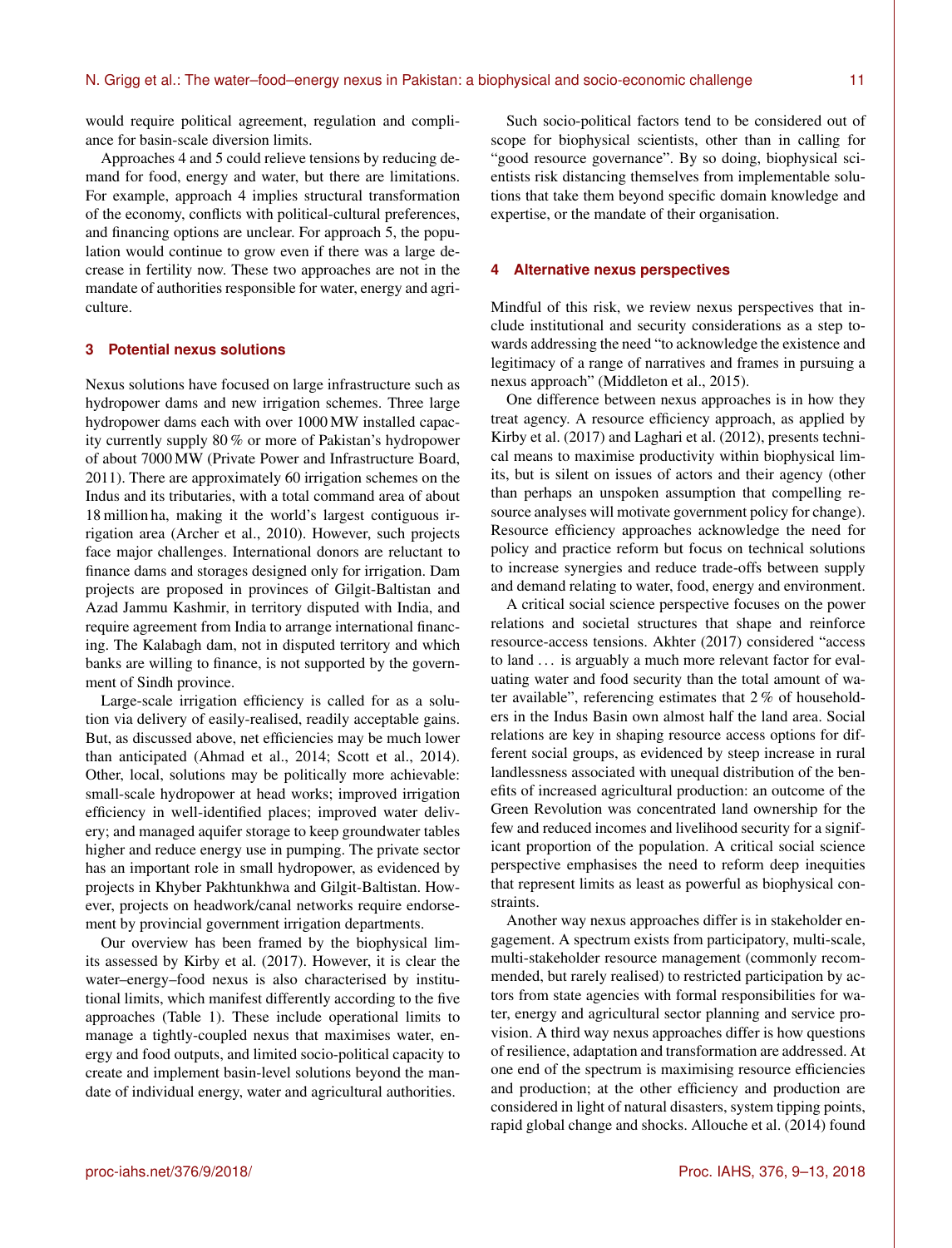would require political agreement, regulation and compliance for basin-scale diversion limits.

Approaches 4 and 5 could relieve tensions by reducing demand for food, energy and water, but there are limitations. For example, approach 4 implies structural transformation of the economy, conflicts with political-cultural preferences, and financing options are unclear. For approach 5, the population would continue to grow even if there was a large decrease in fertility now. These two approaches are not in the mandate of authorities responsible for water, energy and agriculture.

## 3 Potential nexus solutions

Nexus solutions have focused on large infrastructure such as hydropower dams and new irrigation schemes. Three large hydropower dams each with over 1000 MW installed capacity currently supply 80 % or more of Pakistan's hydropower of about 7000 MW (Private Power and Infrastructure Board, 2011). There are approximately 60 irrigation schemes on the Indus and its tributaries, with a total command area of about 18 million ha, making it the world's largest contiguous irrigation area (Archer et al., 2010). However, such projects face major challenges. International donors are reluctant to finance dams and storages designed only for irrigation. Dam projects are proposed in provinces of Gilgit-Baltistan and Azad Jammu Kashmir, in territory disputed with India, and require agreement from India to arrange international financing. The Kalabagh dam, not in disputed territory and which banks are willing to finance, is not supported by the government of Sindh province.

Large-scale irrigation efficiency is called for as a solution via delivery of easily-realised, readily acceptable gains. But, as discussed above, net efficiencies may be much lower than anticipated (Ahmad et al., 2014; Scott et al., 2014). Other, local, solutions may be politically more achievable: small-scale hydropower at head works; improved irrigation efficiency in well-identified places; improved water delivery; and managed aquifer storage to keep groundwater tables higher and reduce energy use in pumping. The private sector has an important role in small hydropower, as evidenced by projects in Khyber Pakhtunkhwa and Gilgit-Baltistan. However, projects on headwork/canal networks require endorsement by provincial government irrigation departments.

Our overview has been framed by the biophysical limits assessed by Kirby et al. (2017). However, it is clear the water–energy–food nexus is also characterised by institutional limits, which manifest differently according to the five approaches (Table 1). These include operational limits to manage a tightly-coupled nexus that maximises water, energy and food outputs, and limited socio-political capacity to create and implement basin-level solutions beyond the mandate of individual energy, water and agricultural authorities.

Such socio-political factors tend to be considered out of scope for biophysical scientists, other than in calling for "good resource governance". By so doing, biophysical scientists risk distancing themselves from implementable solutions that take them beyond specific domain knowledge and expertise, or the mandate of their organisation.

## 4 Alternative nexus perspectives

Mindful of this risk, we review nexus perspectives that include institutional and security considerations as a step towards addressing the need "to acknowledge the existence and legitimacy of a range of narratives and frames in pursuing a nexus approach" (Middleton et al., 2015).

One difference between nexus approaches is in how they treat agency. A resource efficiency approach, as applied by Kirby et al. (2017) and Laghari et al. (2012), presents technical means to maximise productivity within biophysical limits, but is silent on issues of actors and their agency (other than perhaps an unspoken assumption that compelling resource analyses will motivate government policy for change). Resource efficiency approaches acknowledge the need for policy and practice reform but focus on technical solutions to increase synergies and reduce trade-offs between supply and demand relating to water, food, energy and environment.

A critical social science perspective focuses on the power relations and societal structures that shape and reinforce resource-access tensions. Akhter (2017) considered "access to land ... is arguably a much more relevant factor for evaluating water and food security than the total amount of water available", referencing estimates that 2 % of householders in the Indus Basin own almost half the land area. Social relations are key in shaping resource access options for different social groups, as evidenced by steep increase in rural landlessness associated with unequal distribution of the benefits of increased agricultural production: an outcome of the Green Revolution was concentrated land ownership for the few and reduced incomes and livelihood security for a significant proportion of the population. A critical social science perspective emphasises the need to reform deep inequities that represent limits as least as powerful as biophysical constraints.

Another way nexus approaches differ is in stakeholder engagement. A spectrum exists from participatory, multi-scale, multi-stakeholder resource management (commonly recommended, but rarely realised) to restricted participation by actors from state agencies with formal responsibilities for water, energy and agricultural sector planning and service provision. A third way nexus approaches differ is how questions of resilience, adaptation and transformation are addressed. At one end of the spectrum is maximising resource efficiencies and production; at the other efficiency and production are considered in light of natural disasters, system tipping points, rapid global change and shocks. Allouche et al. (2014) found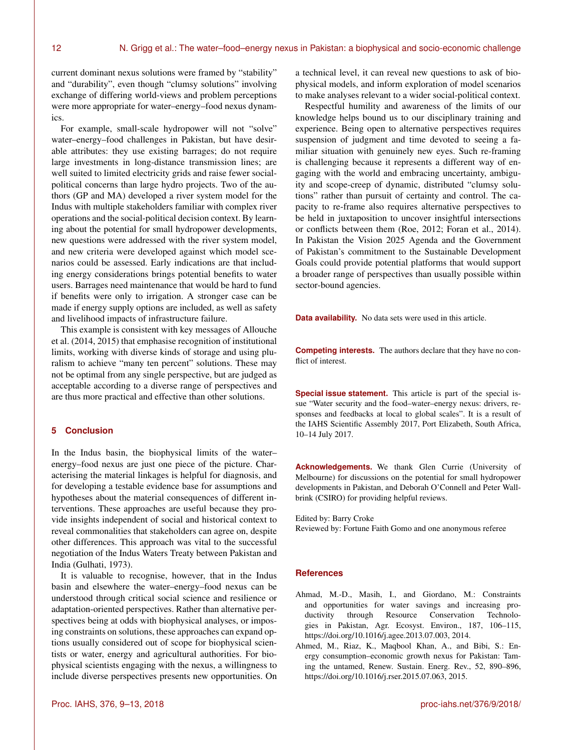current dominant nexus solutions were framed by "stability" and "durability", even though "clumsy solutions" involving exchange of differing world-views and problem perceptions were more appropriate for water–energy–food nexus dynamics.

For example, small-scale hydropower will not "solve" water–energy–food challenges in Pakistan, but have desirable attributes: they use existing barrages; do not require large investments in long-distance transmission lines; are well suited to limited electricity grids and raise fewer social-political concerns than large hydro projects. Two of the authors (GP and MA) developed a river system model for the Indus with multiple stakeholders familiar with complex river operations and the social-political decision context. By learning about the potential for small hydropower developments, new questions were addressed with the river system model, and new criteria were developed against which model scenarios could be assessed. Early indications are that including energy considerations brings potential benefits to water users. Barrages need maintenance that would be hard to fund if benefits were only to irrigation. A stronger case can be made if energy supply options are included, as well as safety and livelihood impacts of infrastructure failure.

This example is consistent with key messages of Allouche et al. (2014, 2015) that emphasise recognition of institutional limits, working with diverse kinds of storage and using pluralism to achieve "many ten percent" solutions. These may not be optimal from any single perspective, but are judged as acceptable according to a diverse range of perspectives and are thus more practical and effective than other solutions.

## 5 Conclusion

In the Indus basin, the biophysical limits of the water–energy–food nexus are just one piece of the picture. Characterising the material linkages is helpful for diagnosis, and for developing a testable evidence base for assumptions and hypotheses about the material consequences of different interventions. These approaches are useful because they provide insights independent of social and historical context to reveal commonalities that stakeholders can agree on, despite other differences. This approach was vital to the successful negotiation of the Indus Waters Treaty between Pakistan and India (Gulhati, 1973).

It is valuable to recognise, however, that in the Indus basin and elsewhere the water–energy–food nexus can be understood through critical social science and resilience or adaptation-oriented perspectives. Rather than alternative perspectives being at odds with biophysical analyses, or imposing constraints on solutions, these approaches can expand options usually considered out of scope for biophysical scientists or water, energy and agricultural authorities. For biophysical scientists engaging with the nexus, a willingness to include diverse perspectives presents new opportunities. On a technical level, it can reveal new questions to ask of biophysical models, and inform exploration of model scenarios to make analyses relevant to a wider social-political context.

Respectful humility and awareness of the limits of our knowledge helps bound us to our disciplinary training and experience. Being open to alternative perspectives requires suspension of judgment and time devoted to seeing a familiar situation with genuinely new eyes. Such re-framing is challenging because it represents a different way of engaging with the world and embracing uncertainty, ambiguity and scope-creep of dynamic, distributed "clumsy solutions" rather than pursuit of certainty and control. The capacity to re-frame also requires alternative perspectives to be held in juxtaposition to uncover insightful intersections or conflicts between them (Roe, 2012; Foran et al., 2014). In Pakistan the Vision 2025 Agenda and the Government of Pakistan's commitment to the Sustainable Development Goals could provide potential platforms that would support a broader range of perspectives than usually possible within sector-bound agencies.

**Data availability.** No data sets were used in this article.

**Competing interests.** The authors declare that they have no conflict of interest.

**Special issue statement.** This article is part of the special issue "Water security and the food–water–energy nexus: drivers, responses and feedbacks at local to global scales". It is a result of the IAHS Scientific Assembly 2017, Port Elizabeth, South Africa, 10–14 July 2017.

**Acknowledgements.** We thank Glen Currie (University of Melbourne) for discussions on the potential for small hydropower developments in Pakistan, and Deborah O'Connell and Peter Wallbrink (CSIRO) for providing helpful reviews.

Edited by: Barry Croke
Reviewed by: Fortune Faith Gomo and one anonymous referee

## References

Ahmad, M.-D., Masih, I., and Giordano, M.: Constraints and opportunities for water savings and increasing productivity through Resource Conservation Technologies in Pakistan, Agr. Ecosyst. Environ., 187, 106–115, https://doi.org/10.1016/j.agee.2013.07.003, 2014.

Ahmed, M., Riaz, K., Maqbool Khan, A., and Bibi, S.: Energy consumption–economic growth nexus for Pakistan: Taming the untamed, Renew. Sustain. Energ. Rev., 52, 890–896, https://doi.org/10.1016/j.rser.2015.07.063, 2015.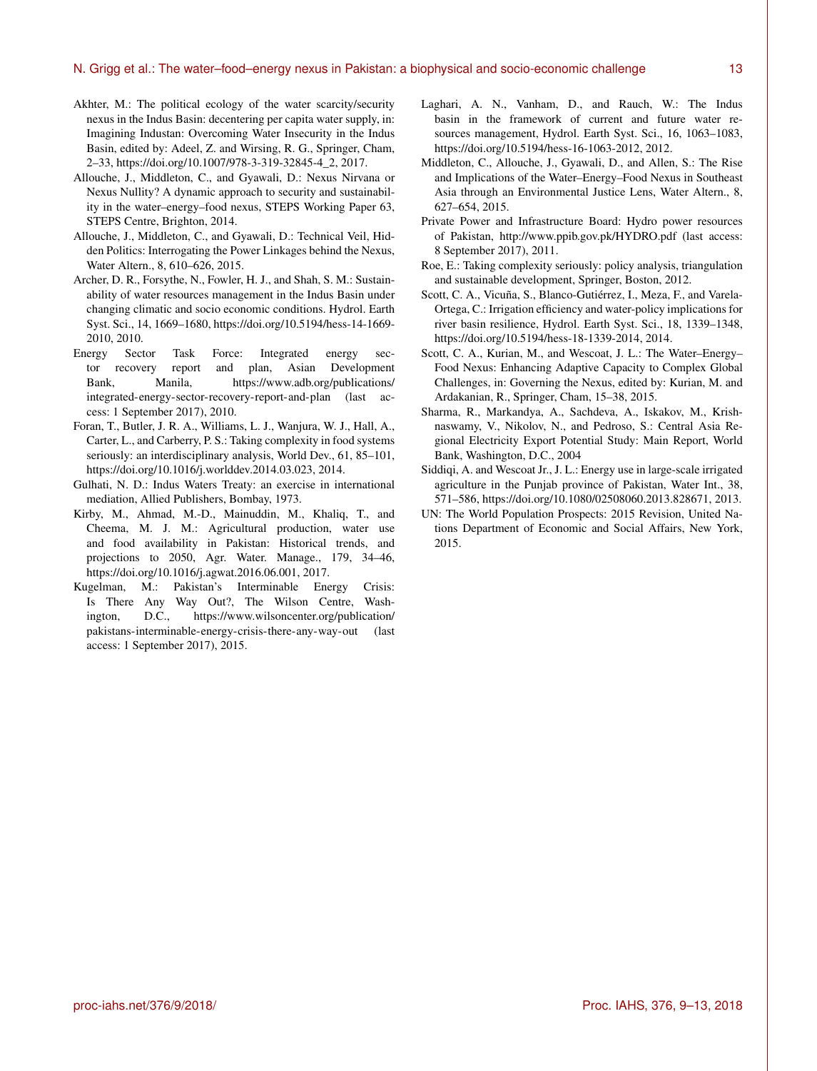Akhter, M.: The political ecology of the water scarcity/security nexus in the Indus Basin: decentering per capita water supply, in: Imagining Industan: Overcoming Water Insecurity in the Indus Basin, edited by: Adeel, Z. and Wirsing, R. G., Springer, Cham, 2–33, https://doi.org/10.1007/978-3-319-32845-4_2, 2017.

Allouche, J., Middleton, C., and Gyawali, D.: Nexus Nirvana or Nexus Nullity? A dynamic approach to security and sustainability in the water–energy–food nexus, STEPS Working Paper 63, STEPS Centre, Brighton, 2014.

Allouche, J., Middleton, C., and Gyawali, D.: Technical Veil, Hidden Politics: Interrogating the Power Linkages behind the Nexus, Water Altern., 8, 610–626, 2015.

Archer, D. R., Forsythe, N., Fowler, H. J., and Shah, S. M.: Sustainability of water resources management in the Indus Basin under changing climatic and socio economic conditions. Hydrol. Earth Syst. Sci., 14, 1669–1680, https://doi.org/10.5194/hess-14-1669-2010, 2010.

Energy Sector Task Force: Integrated energy sector recovery report and plan, Asian Development Bank, Manila, https://www.adb.org/publications/integrated-energy-sector-recovery-report-and-plan (last access: 1 September 2017), 2010.

Foran, T., Butler, J. R. A., Williams, L. J., Wanjura, W. J., Hall, A., Carter, L., and Carberry, P. S.: Taking complexity in food systems seriously: an interdisciplinary analysis, World Dev., 61, 85–101, https://doi.org/10.1016/j.worlddev.2014.03.023, 2014.

Gulhati, N. D.: Indus Waters Treaty: an exercise in international mediation, Allied Publishers, Bombay, 1973.

Kirby, M., Ahmad, M.-D., Mainuddin, M., Khaliq, T., and Cheema, M. J. M.: Agricultural production, water use and food availability in Pakistan: Historical trends, and projections to 2050, Agr. Water. Manage., 179, 34–46, https://doi.org/10.1016/j.agwat.2016.06.001, 2017.

Kugelman, M.: Pakistan's Interminable Energy Crisis: Is There Any Way Out?, The Wilson Centre, Washington, D.C., https://www.wilsoncenter.org/publication/pakistans-interminable-energy-crisis-there-any-way-out (last access: 1 September 2017), 2015.

Laghari, A. N., Vanham, D., and Rauch, W.: The Indus basin in the framework of current and future water resources management, Hydrol. Earth Syst. Sci., 16, 1063–1083, https://doi.org/10.5194/hess-16-1063-2012, 2012.

Middleton, C., Allouche, J., Gyawali, D., and Allen, S.: The Rise and Implications of the Water–Energy–Food Nexus in Southeast Asia through an Environmental Justice Lens, Water Altern., 8, 627–654, 2015.

Private Power and Infrastructure Board: Hydro power resources of Pakistan, http://www.ppib.gov.pk/HYDRO.pdf (last access: 8 September 2017), 2011.

Roe, E.: Taking complexity seriously: policy analysis, triangulation and sustainable development, Springer, Boston, 2012.

Scott, C. A., Vicuña, S., Blanco-Gutiérrez, I., Meza, F., and Varela-Ortega, C.: Irrigation efficiency and water-policy implications for river basin resilience, Hydrol. Earth Syst. Sci., 18, 1339–1348, https://doi.org/10.5194/hess-18-1339-2014, 2014.

Scott, C. A., Kurian, M., and Wescoat, J. L.: The Water–Energy–Food Nexus: Enhancing Adaptive Capacity to Complex Global Challenges, in: Governing the Nexus, edited by: Kurian, M. and Ardakanian, R., Springer, Cham, 15–38, 2015.

Sharma, R., Markandya, A., Sachdeva, A., Iskakov, M., Krishnaswamy, V., Nikolov, N., and Pedroso, S.: Central Asia Regional Electricity Export Potential Study: Main Report, World Bank, Washington, D.C., 2004

Siddiqi, A. and Wescoat Jr., J. L.: Energy use in large-scale irrigated agriculture in the Punjab province of Pakistan, Water Int., 38, 571–586, https://doi.org/10.1080/02508060.2013.828671, 2013.

UN: The World Population Prospects: 2015 Revision, United Nations Department of Economic and Social Affairs, New York, 2015.